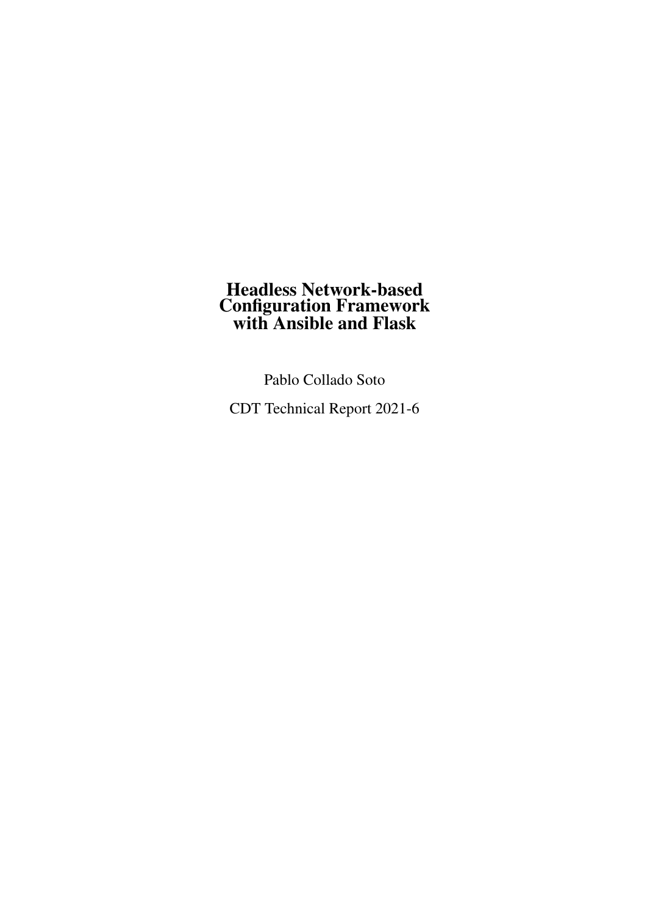# Headless Network-based Configuration Framework with Ansible and Flask

Pablo Collado Soto

CDT Technical Report 2021-6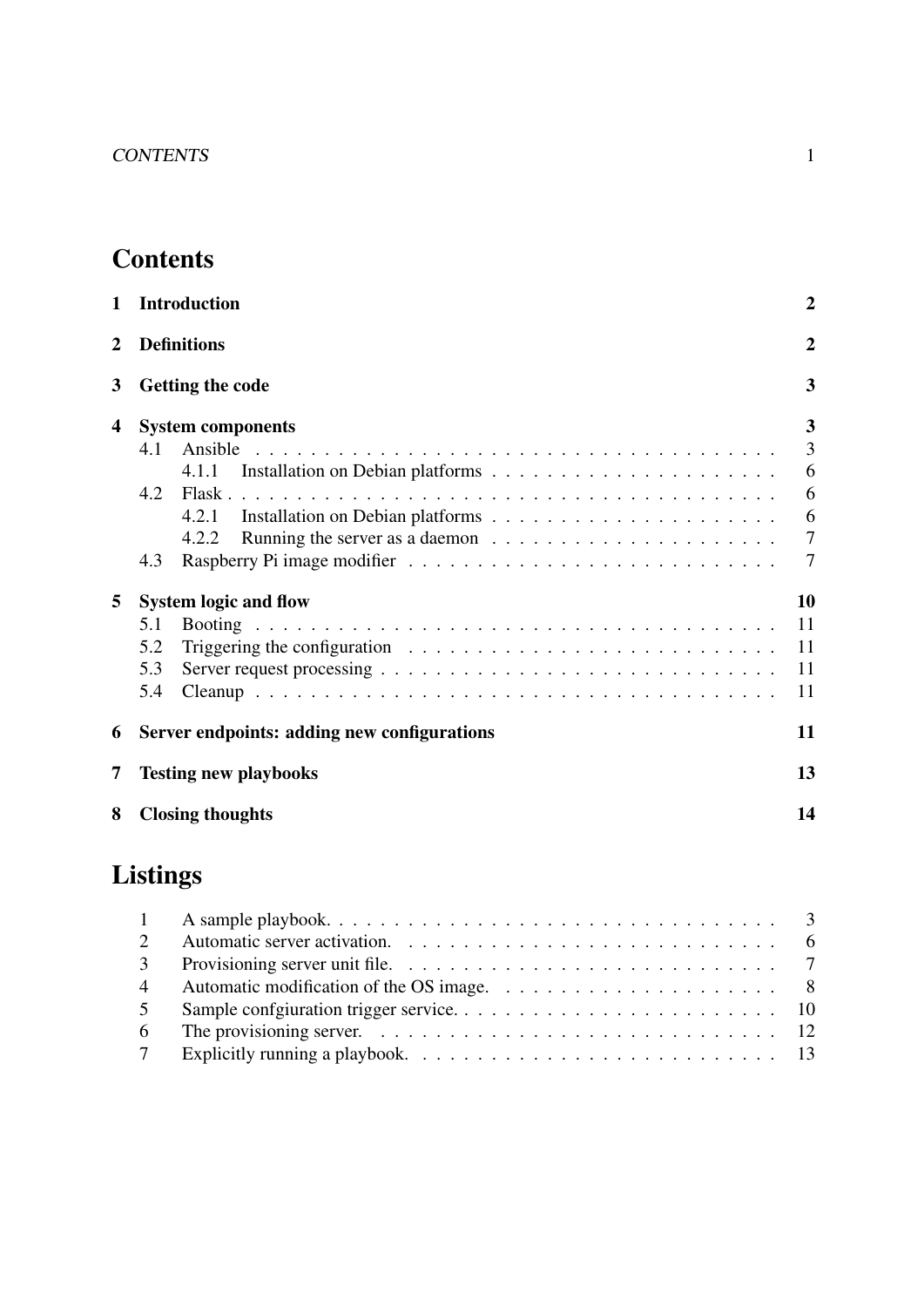# Contents

| | | |
|---|---|---|
| **1** | **Introduction** | **2** |
| **2** | **Definitions** | **2** |
| **3** | **Getting the code** | **3** |
| **4** | **System components** | **3** |
| 4.1 | Ansible | 3 |
| 4.1.1 | Installation on Debian platforms | 6 |
| 4.2 | Flask | 6 |
| 4.2.1 | Installation on Debian platforms | 6 |
| 4.2.2 | Running the server as a daemon | 7 |
| 4.3 | Raspberry Pi image modifier | 7 |
| **5** | **System logic and flow** | **10** |
| 5.1 | Booting | 11 |
| 5.2 | Triggering the configuration | 11 |
| 5.3 | Server request processing | 11 |
| 5.4 | Cleanup | 11 |
| **6** | **Server endpoints: adding new configurations** | **11** |
| **7** | **Testing new playbooks** | **13** |
| **8** | **Closing thoughts** | **14** |

# Listings

| | | |
|---|---|---|
| 1 | A sample playbook. | 3 |
| 2 | Automatic server activation. | 6 |
| 3 | Provisioning server unit file. | 7 |
| 4 | Automatic modification of the OS image. | 8 |
| 5 | Sample confgiuration trigger service. | 10 |
| 6 | The provisioning server. | 12 |
| 7 | Explicitly running a playbook. | 13 |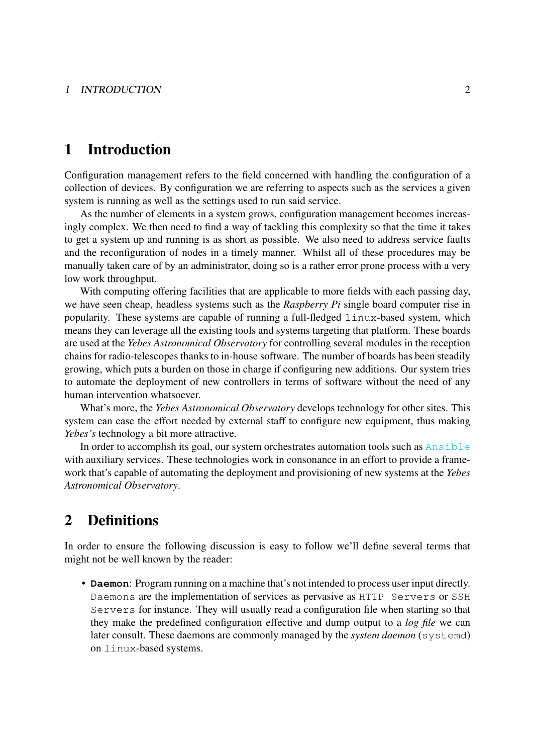# 1 Introduction

Configuration management refers to the field concerned with handling the configuration of a collection of devices. By configuration we are referring to aspects such as the services a given system is running as well as the settings used to run said service.

As the number of elements in a system grows, configuration management becomes increasingly complex. We then need to find a way of tackling this complexity so that the time it takes to get a system up and running is as short as possible. We also need to address service faults and the reconfiguration of nodes in a timely manner. Whilst all of these procedures may be manually taken care of by an administrator, doing so is a rather error prone process with a very low work throughput.

With computing offering facilities that are applicable to more fields with each passing day, we have seen cheap, headless systems such as the *Raspberry Pi* single board computer rise in popularity. These systems are capable of running a full-fledged `linux`-based system, which means they can leverage all the existing tools and systems targeting that platform. These boards are used at the *Yebes Astronomical Observatory* for controlling several modules in the reception chains for radio-telescopes thanks to in-house software. The number of boards has been steadily growing, which puts a burden on those in charge if configuring new additions. Our system tries to automate the deployment of new controllers in terms of software without the need of any human intervention whatsoever.

What's more, the *Yebes Astronomical Observatory* develops technology for other sites. This system can ease the effort needed by external staff to configure new equipment, thus making *Yebes's* technology a bit more attractive.

In order to accomplish its goal, our system orchestrates automation tools such as `Ansible` with auxiliary services. These technologies work in consonance in an effort to provide a framework that's capable of automating the deployment and provisioning of new systems at the *Yebes Astronomical Observatory*.

# 2 Definitions

In order to ensure the following discussion is easy to follow we'll define several terms that might not be well known by the reader:

- **`Daemon`**: Program running on a machine that's not intended to process user input directly. `Daemons` are the implementation of services as pervasive as `HTTP Servers` or `SSH Servers` for instance. They will usually read a configuration file when starting so that they make the predefined configuration effective and dump output to a *log file* we can later consult. These daemons are commonly managed by the *system daemon* (`systemd`) on `linux`-based systems.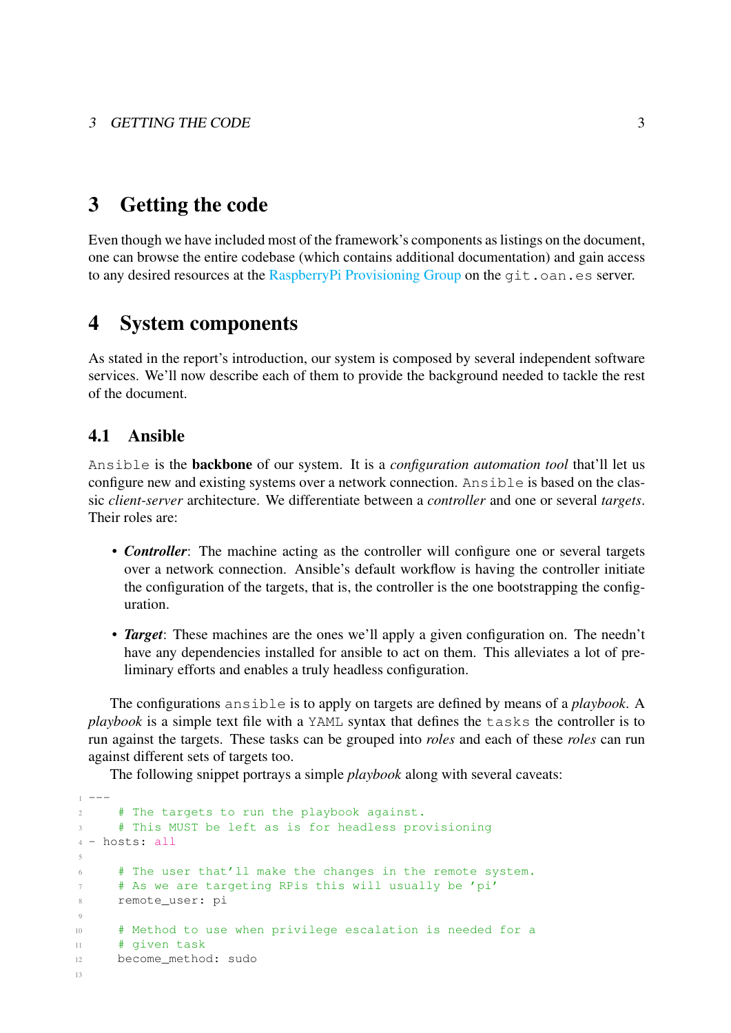# 3 Getting the code

Even though we have included most of the framework's components as listings on the document, one can browse the entire codebase (which contains additional documentation) and gain access to any desired resources at the RaspberryPi Provisioning Group on the `git.oan.es` server.

# 4 System components

As stated in the report's introduction, our system is composed by several independent software services. We'll now describe each of them to provide the background needed to tackle the rest of the document.

## 4.1 Ansible

`Ansible` is the **backbone** of our system. It is a *configuration automation tool* that'll let us configure new and existing systems over a network connection. `Ansible` is based on the classic *client-server* architecture. We differentiate between a *controller* and one or several *targets*. Their roles are:

- ***Controller***: The machine acting as the controller will configure one or several targets over a network connection. Ansible's default workflow is having the controller initiate the configuration of the targets, that is, the controller is the one bootstrapping the configuration.
- ***Target***: These machines are the ones we'll apply a given configuration on. The needn't have any dependencies installed for ansible to act on them. This alleviates a lot of preliminary efforts and enables a truly headless configuration.

The configurations `ansible` is to apply on targets are defined by means of a *playbook*. A *playbook* is a simple text file with a `YAML` syntax that defines the `tasks` the controller is to run against the targets. These tasks can be grouped into *roles* and each of these *roles* can run against different sets of targets too.

The following snippet portrays a simple *playbook* along with several caveats:

```
---
    # The targets to run the playbook against.
    # This MUST be left as is for headless provisioning
- hosts: all

    # The user that'll make the changes in the remote system.
    # As we are targeting RPis this will usually be 'pi'
    remote_user: pi

    # Method to use when privilege escalation is needed for a
    # given task
    become_method: sudo

```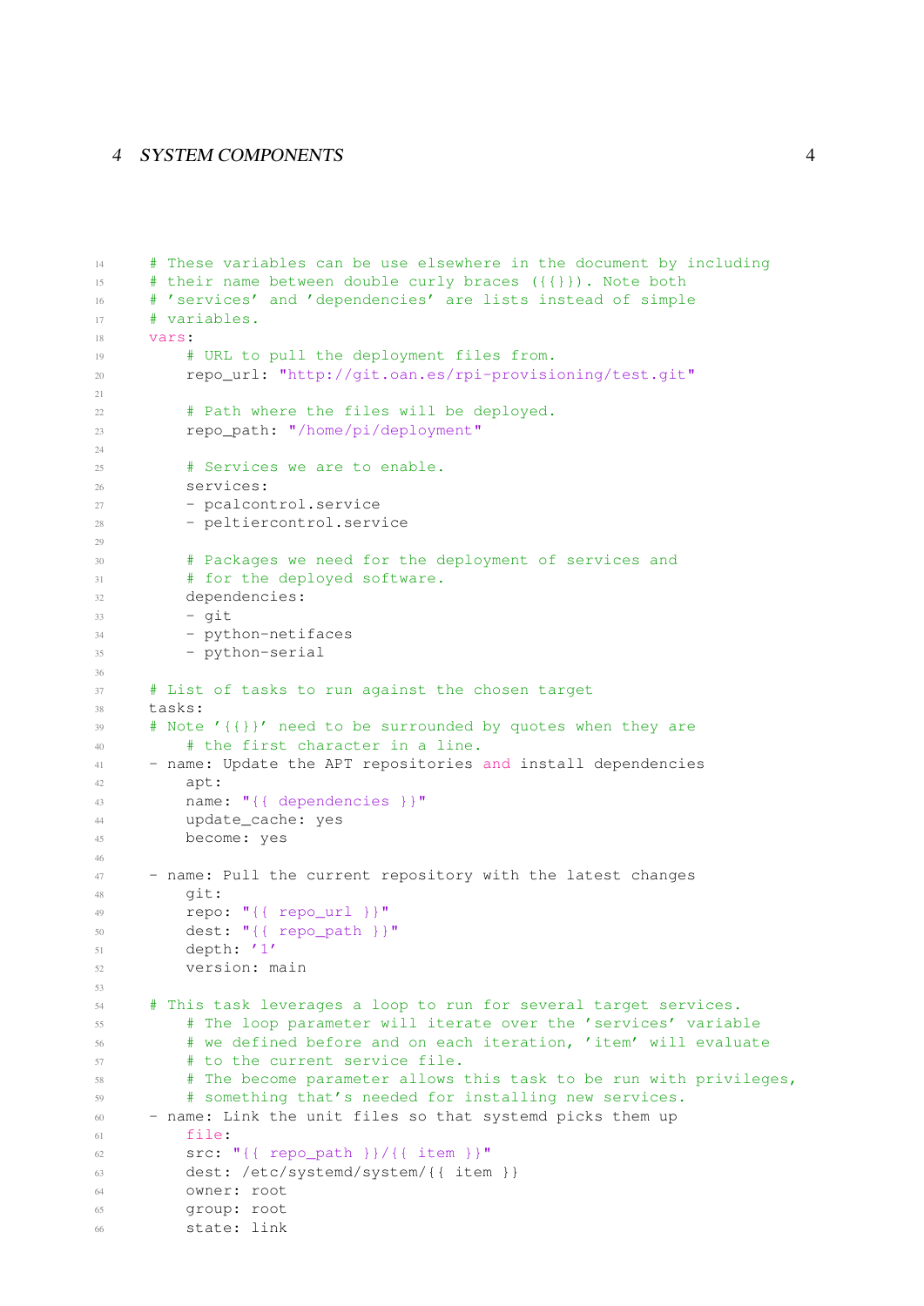```
    # These variables can be use elsewhere in the document by including
    # their name between double curly braces ({{}}). Note both
    # 'services' and 'dependencies' are lists instead of simple
    # variables.
    vars:
        # URL to pull the deployment files from.
        repo_url: "http://git.oan.es/rpi-provisioning/test.git"

        # Path where the files will be deployed.
        repo_path: "/home/pi/deployment"

        # Services we are to enable.
        services:
        - pcalcontrol.service
        - peltiercontrol.service

        # Packages we need for the deployment of services and
        # for the deployed software.
        dependencies:
        - git
        - python-netifaces
        - python-serial

    # List of tasks to run against the chosen target
    tasks:
    # Note '{{}}' need to be surrounded by quotes when they are
        # the first character in a line.
    - name: Update the APT repositories and install dependencies
        apt:
        name: "{{ dependencies }}"
        update_cache: yes
        become: yes

    - name: Pull the current repository with the latest changes
        git:
        repo: "{{ repo_url }}"
        dest: "{{ repo_path }}"
        depth: '1'
        version: main

    # This task leverages a loop to run for several target services.
        # The loop parameter will iterate over the 'services' variable
        # we defined before and on each iteration, 'item' will evaluate
        # to the current service file.
        # The become parameter allows this task to be run with privileges,
        # something that's needed for installing new services.
    - name: Link the unit files so that systemd picks them up
        file:
        src: "{{ repo_path }}/{{ item }}"
        dest: /etc/systemd/system/{{ item }}
        owner: root
        group: root
        state: link
```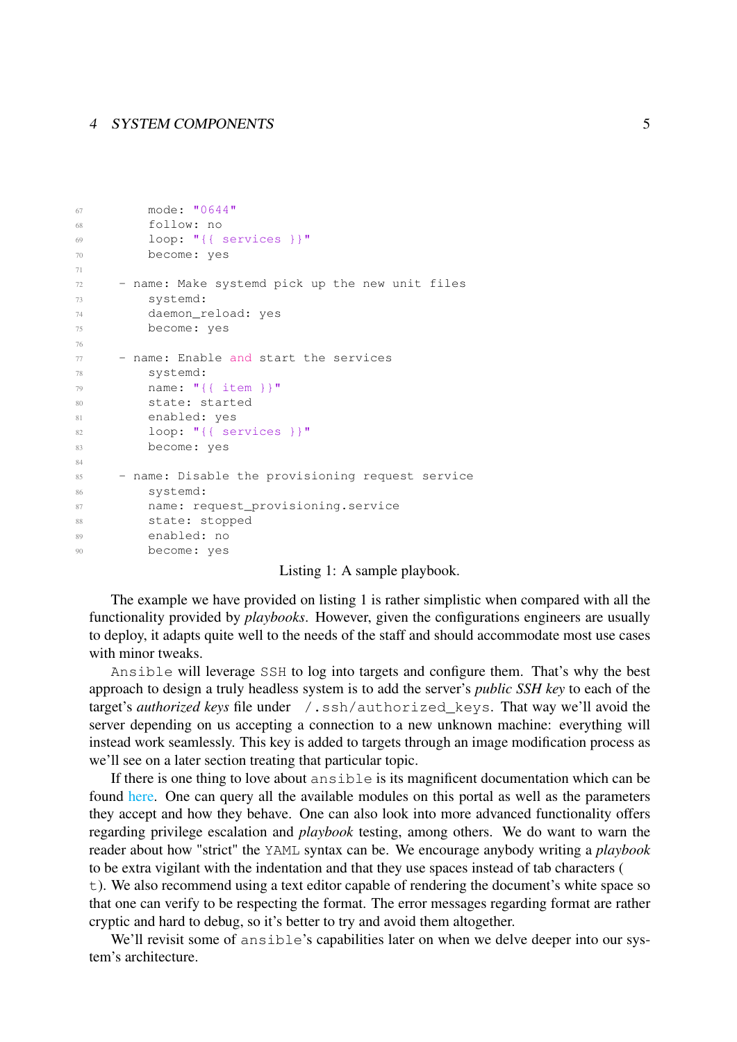```
        mode: "0644"
        follow: no
        loop: "{{ services }}"
        become: yes

    - name: Make systemd pick up the new unit files
        systemd:
        daemon_reload: yes
        become: yes

    - name: Enable and start the services
        systemd:
        name: "{{ item }}"
        state: started
        enabled: yes
        loop: "{{ services }}"
        become: yes

    - name: Disable the provisioning request service
        systemd:
        name: request_provisioning.service
        state: stopped
        enabled: no
        become: yes
```

Listing 1: A sample playbook.

The example we have provided on listing 1 is rather simplistic when compared with all the functionality provided by *playbooks*. However, given the configurations engineers are usually to deploy, it adapts quite well to the needs of the staff and should accommodate most use cases with minor tweaks.

`Ansible` will leverage `SSH` to log into targets and configure them. That's why the best approach to design a truly headless system is to add the server's *public SSH key* to each of the target's *authorized keys* file under `/.ssh/authorized_keys`. That way we'll avoid the server depending on us accepting a connection to a new unknown machine: everything will instead work seamlessly. This key is added to targets through an image modification process as we'll see on a later section treating that particular topic.

If there is one thing to love about `ansible` is its magnificent documentation which can be found here. One can query all the available modules on this portal as well as the parameters they accept and how they behave. One can also look into more advanced functionality offers regarding privilege escalation and *playbook* testing, among others. We do want to warn the reader about how "strict" the `YAML` syntax can be. We encourage anybody writing a *playbook* to be extra vigilant with the indentation and that they use spaces instead of tab characters (
`t`). We also recommend using a text editor capable of rendering the document's white space so that one can verify to be respecting the format. The error messages regarding format are rather cryptic and hard to debug, so it's better to try and avoid them altogether.

We'll revisit some of `ansible`'s capabilities later on when we delve deeper into our system's architecture.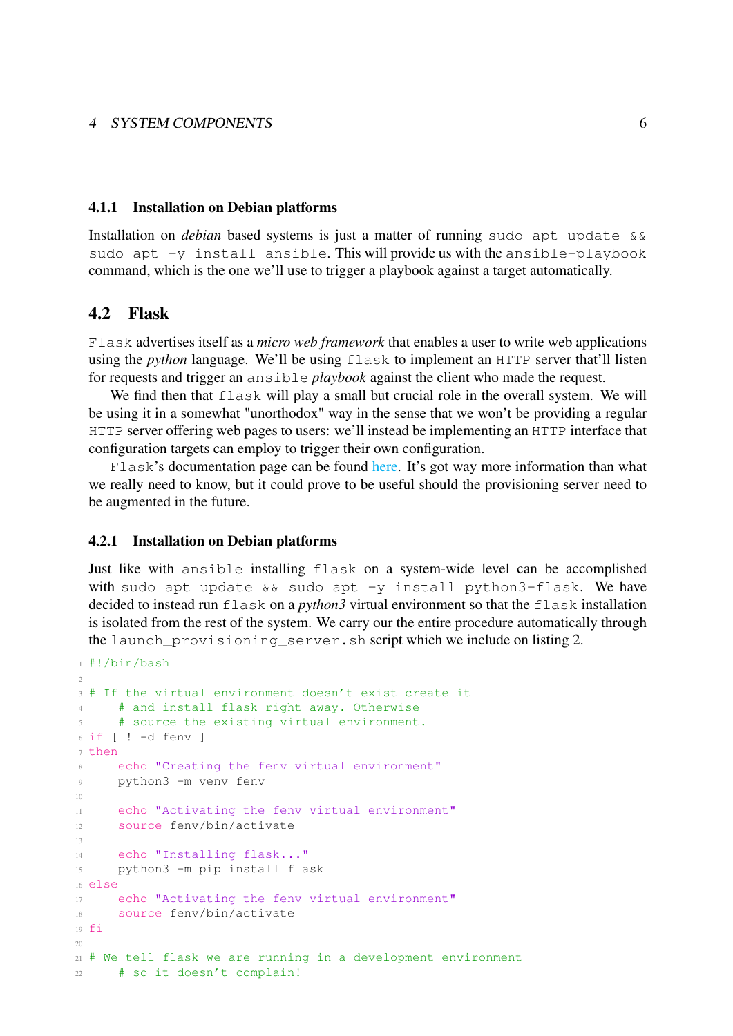### 4.1.1 Installation on Debian platforms

Installation on *debian* based systems is just a matter of running `sudo apt update && sudo apt -y install ansible`. This will provide us with the `ansible-playbook` command, which is the one we'll use to trigger a playbook against a target automatically.

## 4.2 Flask

`Flask` advertises itself as a *micro web framework* that enables a user to write web applications using the *python* language. We'll be using `flask` to implement an `HTTP` server that'll listen for requests and trigger an `ansible` *playbook* against the client who made the request.

We find then that `flask` will play a small but crucial role in the overall system. We will be using it in a somewhat "unorthodox" way in the sense that we won't be providing a regular `HTTP` server offering web pages to users: we'll instead be implementing an `HTTP` interface that configuration targets can employ to trigger their own configuration.

`Flask`'s documentation page can be found here. It's got way more information than what we really need to know, but it could prove to be useful should the provisioning server need to be augmented in the future.

### 4.2.1 Installation on Debian platforms

Just like with `ansible` installing `flask` on a system-wide level can be accomplished with `sudo apt update && sudo apt -y install python3-flask`. We have decided to instead run `flask` on a *python3* virtual environment so that the `flask` installation is isolated from the rest of the system. We carry our the entire procedure automatically through the `launch_provisioning_server.sh` script which we include on listing 2.

```
#!/bin/bash

# If the virtual environment doesn't exist create it
    # and install flask right away. Otherwise
    # source the existing virtual environment.
if [ ! -d fenv ]
then
    echo "Creating the fenv virtual environment"
    python3 -m venv fenv

    echo "Activating the fenv virtual environment"
    source fenv/bin/activate

    echo "Installing flask..."
    python3 -m pip install flask
else
    echo "Activating the fenv virtual environment"
    source fenv/bin/activate
fi

# We tell flask we are running in a development environment
    # so it doesn't complain!
```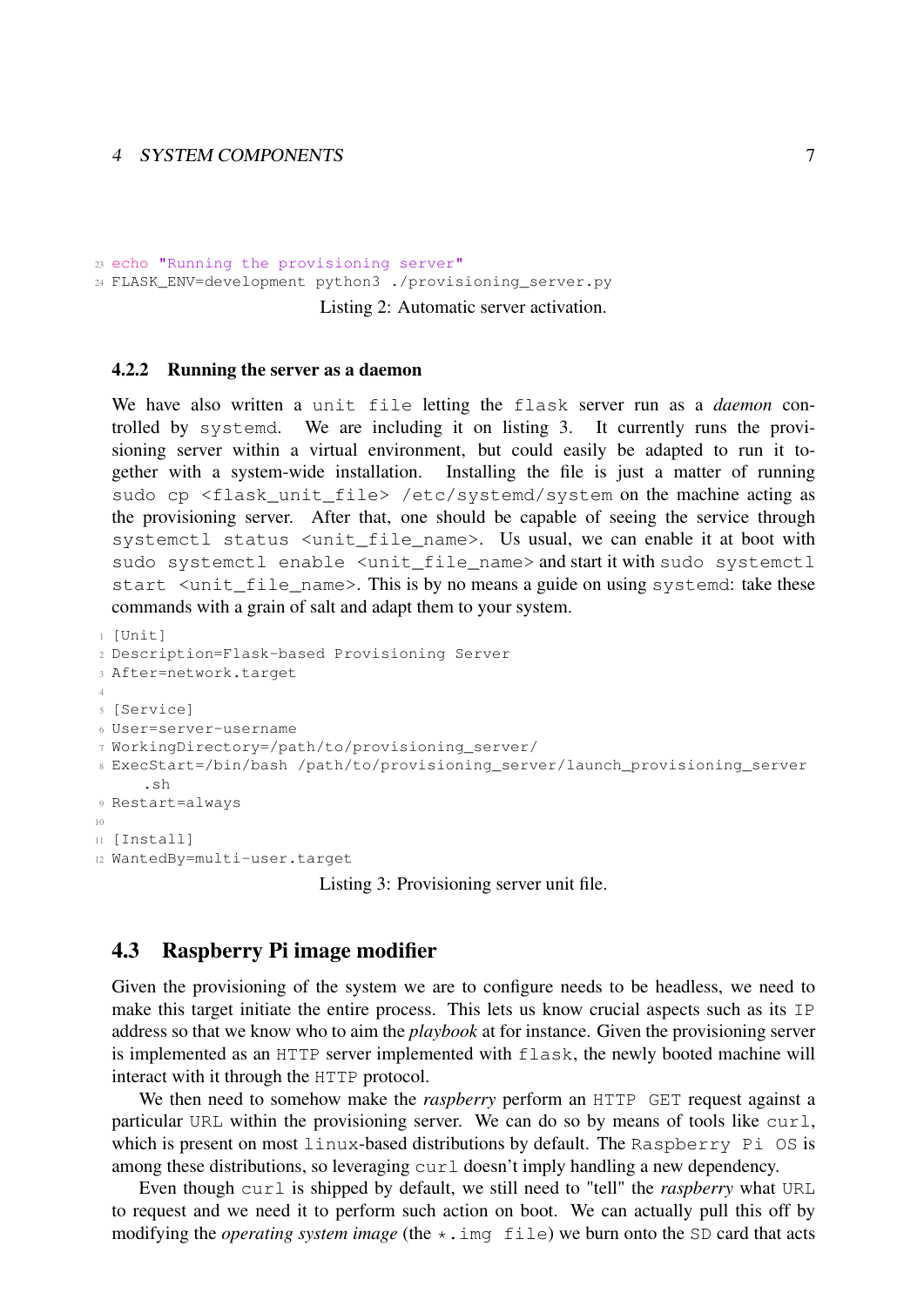```
echo "Running the provisioning server"
FLASK_ENV=development python3 ./provisioning_server.py
```

Listing 2: Automatic server activation.

### 4.2.2 Running the server as a daemon

We have also written a `unit file` letting the `flask` server run as a *daemon* controlled by `systemd`. We are including it on listing 3. It currently runs the provisioning server within a virtual environment, but could easily be adapted to run it together with a system-wide installation. Installing the file is just a matter of running `sudo cp <flask_unit_file> /etc/systemd/system` on the machine acting as the provisioning server. After that, one should be capable of seeing the service through `systemctl status <unit_file_name>`. Us usual, we can enable it at boot with `sudo systemctl enable <unit_file_name>` and start it with `sudo systemctl start <unit_file_name>`. This is by no means a guide on using `systemd`: take these commands with a grain of salt and adapt them to your system.

```
[Unit]
Description=Flask-based Provisioning Server
After=network.target

[Service]
User=server-username
WorkingDirectory=/path/to/provisioning_server/
ExecStart=/bin/bash /path/to/provisioning_server/launch_provisioning_server
    .sh
Restart=always

[Install]
WantedBy=multi-user.target
```

Listing 3: Provisioning server unit file.

## 4.3 Raspberry Pi image modifier

Given the provisioning of the system we are to configure needs to be headless, we need to make this target initiate the entire process. This lets us know crucial aspects such as its `IP` address so that we know who to aim the *playbook* at for instance. Given the provisioning server is implemented as an `HTTP` server implemented with `flask`, the newly booted machine will interact with it through the `HTTP` protocol.

We then need to somehow make the *raspberry* perform an `HTTP GET` request against a particular `URL` within the provisioning server. We can do so by means of tools like `curl`, which is present on most `linux`-based distributions by default. The `Raspberry Pi OS` is among these distributions, so leveraging `curl` doesn't imply handling a new dependency.

Even though `curl` is shipped by default, we still need to "tell" the *raspberry* what `URL` to request and we need it to perform such action on boot. We can actually pull this off by modifying the *operating system image* (the `*.img file`) we burn onto the `SD` card that acts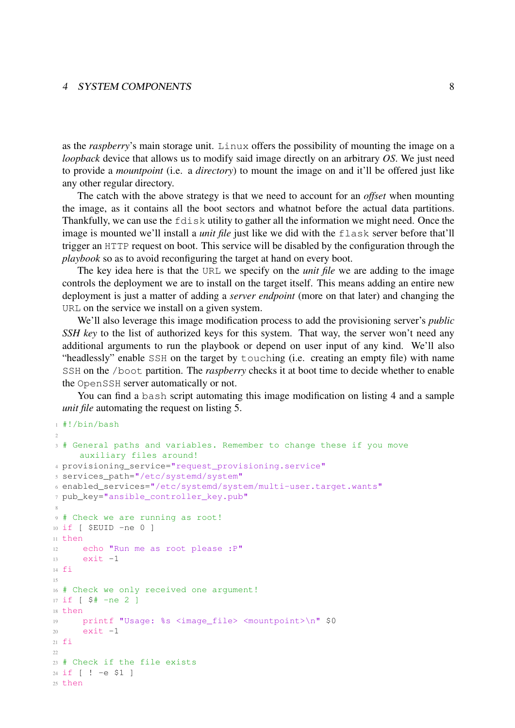as the *raspberry*'s main storage unit. `Linux` offers the possibility of mounting the image on a *loopback* device that allows us to modify said image directly on an arbitrary *OS*. We just need to provide a *mountpoint* (i.e. a *directory*) to mount the image on and it'll be offered just like any other regular directory.

The catch with the above strategy is that we need to account for an *offset* when mounting the image, as it contains all the boot sectors and whatnot before the actual data partitions. Thankfully, we can use the `fdisk` utility to gather all the information we might need. Once the image is mounted we'll install a *unit file* just like we did with the `flask` server before that'll trigger an `HTTP` request on boot. This service will be disabled by the configuration through the *playbook* so as to avoid reconfiguring the target at hand on every boot.

The key idea here is that the `URL` we specify on the *unit file* we are adding to the image controls the deployment we are to install on the target itself. This means adding an entire new deployment is just a matter of adding a *server endpoint* (more on that later) and changing the `URL` on the service we install on a given system.

We'll also leverage this image modification process to add the provisioning server's *public SSH key* to the list of authorized keys for this system. That way, the server won't need any additional arguments to run the playbook or depend on user input of any kind. We'll also "headlessly" enable `SSH` on the target by `touch`ing (i.e. creating an empty file) with name `SSH` on the `/boot` partition. The *raspberry* checks it at boot time to decide whether to enable the `OpenSSH` server automatically or not.

You can find a `bash` script automating this image modification on listing 4 and a sample *unit file* automating the request on listing 5.

```bash
#!/bin/bash

# General paths and variables. Remember to change these if you move
    auxiliary files around!
provisioning_service="request_provisioning.service"
services_path="/etc/systemd/system"
enabled_services="/etc/systemd/system/multi-user.target.wants"
pub_key="ansible_controller_key.pub"

# Check we are running as root!
if [ $EUID -ne 0 ]
then
    echo "Run me as root please :P"
    exit -1
fi

# Check we only received one argument!
if [ $# -ne 2 ]
then
    printf "Usage: %s <image_file> <mountpoint>\n" $0
    exit -1
fi

# Check if the file exists
if [ ! -e $1 ]
then
```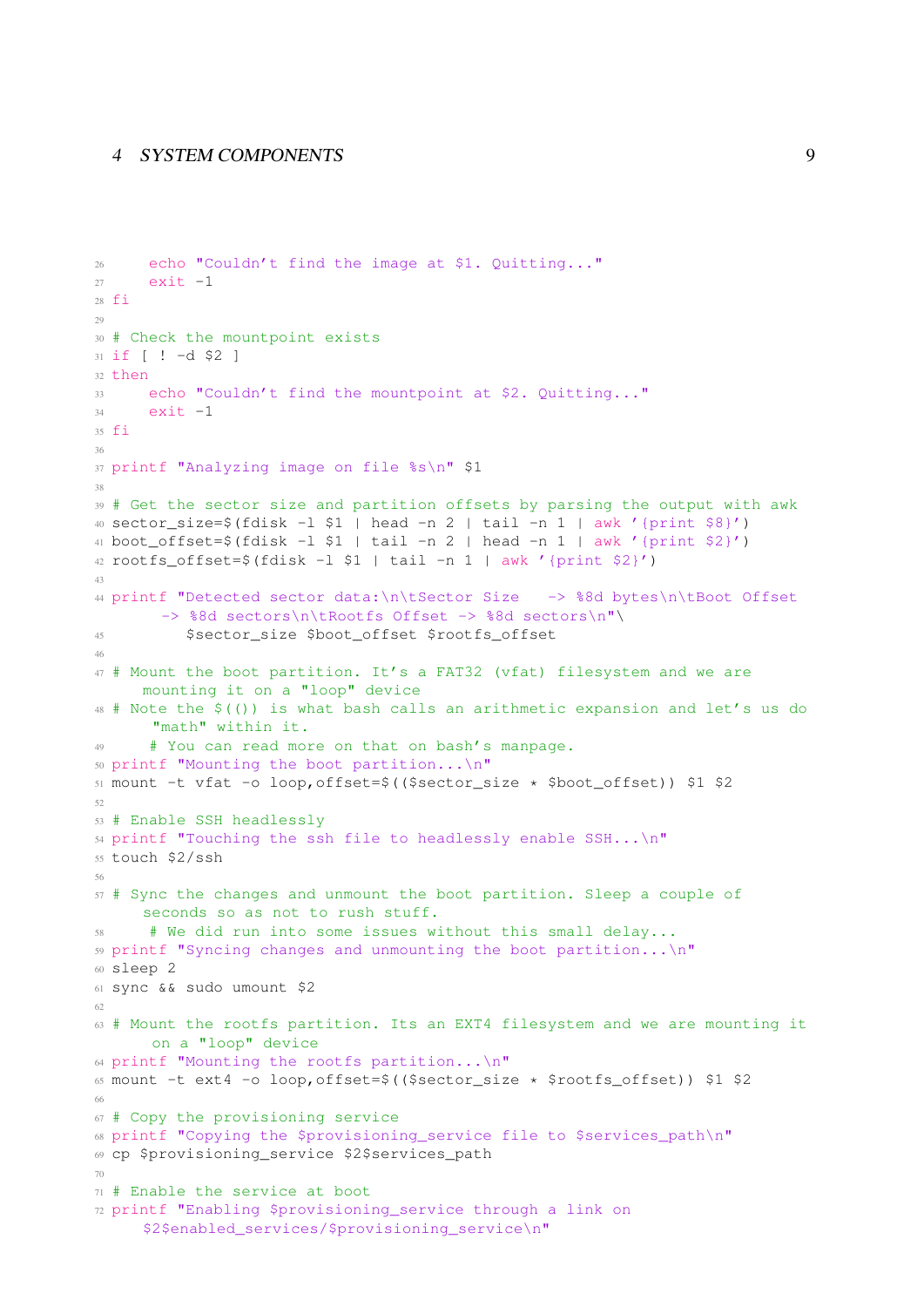```
    echo "Couldn't find the image at $1. Quitting..."
    exit -1
fi

# Check the mountpoint exists
if [ ! -d $2 ]
then
    echo "Couldn't find the mountpoint at $2. Quitting..."
    exit -1
fi

printf "Analyzing image on file %s\n" $1

# Get the sector size and partition offsets by parsing the output with awk
sector_size=$(fdisk -l $1 | head -n 2 | tail -n 1 | awk '{print $8}')
boot_offset=$(fdisk -l $1 | tail -n 2 | head -n 1 | awk '{print $2}')
rootfs_offset=$(fdisk -l $1 | tail -n 1 | awk '{print $2}')

printf "Detected sector data:\n\tSector Size   -> %8d bytes\n\tBoot Offset   -> %8d sectors\n\tRootfs Offset -> %8d sectors\n"\
        $sector_size $boot_offset $rootfs_offset

# Mount the boot partition. It's a FAT32 (vfat) filesystem and we are mounting it on a "loop" device
# Note the $(()) is what bash calls an arithmetic expansion and let's us do "math" within it.
    # You can read more on that on bash's manpage.
printf "Mounting the boot partition...\n"
mount -t vfat -o loop,offset=$(($sector_size * $boot_offset)) $1 $2

# Enable SSH headlessly
printf "Touching the ssh file to headlessly enable SSH...\n"
touch $2/ssh

# Sync the changes and unmount the boot partition. Sleep a couple of seconds so as not to rush stuff.
    # We did run into some issues without this small delay...
printf "Syncing changes and unmounting the boot partition...\n"
sleep 2
sync && sudo umount $2

# Mount the rootfs partition. Its an EXT4 filesystem and we are mounting it on a "loop" device
printf "Mounting the rootfs partition...\n"
mount -t ext4 -o loop,offset=$(($sector_size * $rootfs_offset)) $1 $2

# Copy the provisioning service
printf "Copying the $provisioning_service file to $services_path\n"
cp $provisioning_service $2$services_path

# Enable the service at boot
printf "Enabling $provisioning_service through a link on $2$enabled_services/$provisioning_service\n"
```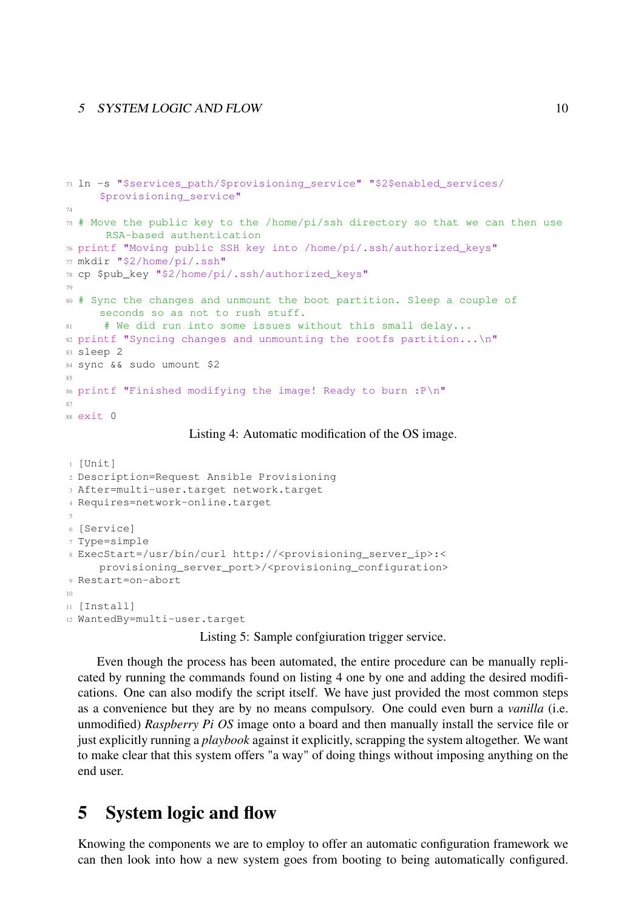```
ln -s "$services_path/$provisioning_service" "$2$enabled_services/$provisioning_service"

# Move the public key to the /home/pi/ssh directory so that we can then use RSA-based authentication
printf "Moving public SSH key into /home/pi/.ssh/authorized_keys"
mkdir "$2/home/pi/.ssh"
cp $pub_key "$2/home/pi/.ssh/authorized_keys"

# Sync the changes and unmount the boot partition. Sleep a couple of seconds so as not to rush stuff.
  # We did run into some issues without this small delay...
printf "Syncing changes and unmounting the rootfs partition...\n"
sleep 2
sync && sudo umount $2

printf "Finished modifying the image! Ready to burn :P\n"

exit 0
```

Listing 4: Automatic modification of the OS image.

```
[Unit]
Description=Request Ansible Provisioning
After=multi-user.target network.target
Requires=network-online.target

[Service]
Type=simple
ExecStart=/usr/bin/curl http://<provisioning_server_ip>:<provisioning_server_port>/<provisioning_configuration>
Restart=on-abort

[Install]
WantedBy=multi-user.target
```

Listing 5: Sample confgiuration trigger service.

Even though the process has been automated, the entire procedure can be manually replicated by running the commands found on listing 4 one by one and adding the desired modifications. One can also modify the script itself. We have just provided the most common steps as a convenience but they are by no means compulsory. One could even burn a *vanilla* (i.e. unmodified) *Raspberry Pi OS* image onto a board and then manually install the service file or just explicitly running a *playbook* against it explicitly, scrapping the system altogether. We want to make clear that this system offers "a way" of doing things without imposing anything on the end user.

# 5 System logic and flow

Knowing the components we are to employ to offer an automatic configuration framework we can then look into how a new system goes from booting to being automatically configured.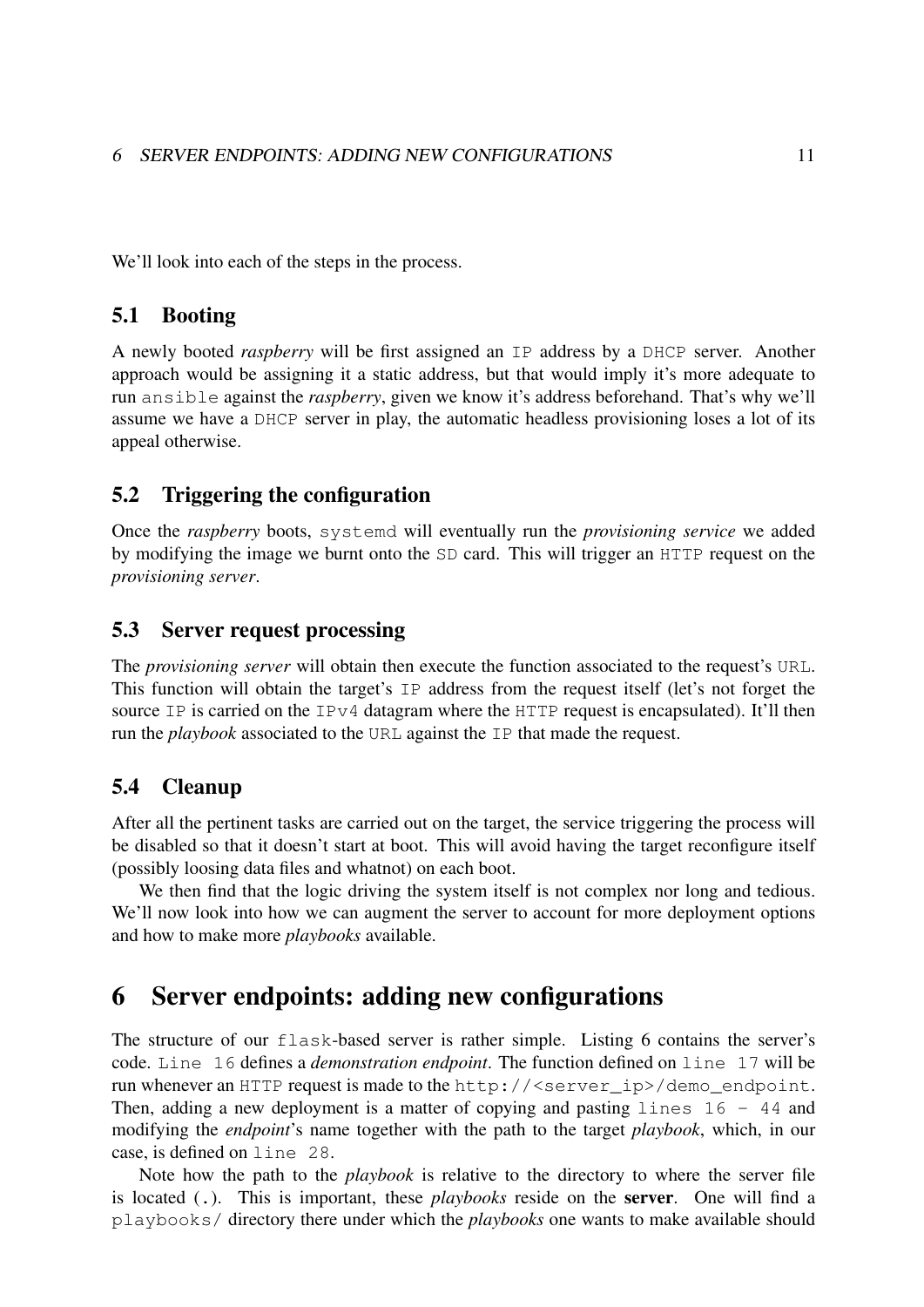We'll look into each of the steps in the process.

### 5.1 Booting

A newly booted *raspberry* will be first assigned an IP address by a DHCP server. Another approach would be assigning it a static address, but that would imply it's more adequate to run ansible against the *raspberry*, given we know it's address beforehand. That's why we'll assume we have a DHCP server in play, the automatic headless provisioning loses a lot of its appeal otherwise.

### 5.2 Triggering the configuration

Once the *raspberry* boots, systemd will eventually run the *provisioning service* we added by modifying the image we burnt onto the SD card. This will trigger an HTTP request on the *provisioning server*.

### 5.3 Server request processing

The *provisioning server* will obtain then execute the function associated to the request's URL. This function will obtain the target's IP address from the request itself (let's not forget the source IP is carried on the IPv4 datagram where the HTTP request is encapsulated). It'll then run the *playbook* associated to the URL against the IP that made the request.

### 5.4 Cleanup

After all the pertinent tasks are carried out on the target, the service triggering the process will be disabled so that it doesn't start at boot. This will avoid having the target reconfigure itself (possibly loosing data files and whatnot) on each boot.

We then find that the logic driving the system itself is not complex nor long and tedious. We'll now look into how we can augment the server to account for more deployment options and how to make more *playbooks* available.

## 6 Server endpoints: adding new configurations

The structure of our flask-based server is rather simple. Listing 6 contains the server's code. Line 16 defines a *demonstration endpoint*. The function defined on line 17 will be run whenever an HTTP request is made to the http://<server_ip>/demo_endpoint. Then, adding a new deployment is a matter of copying and pasting lines 16 - 44 and modifying the *endpoint*'s name together with the path to the target *playbook*, which, in our case, is defined on line 28.

Note how the path to the *playbook* is relative to the directory to where the server file is located (.). This is important, these *playbooks* reside on the **server**. One will find a playbooks/ directory there under which the *playbooks* one wants to make available should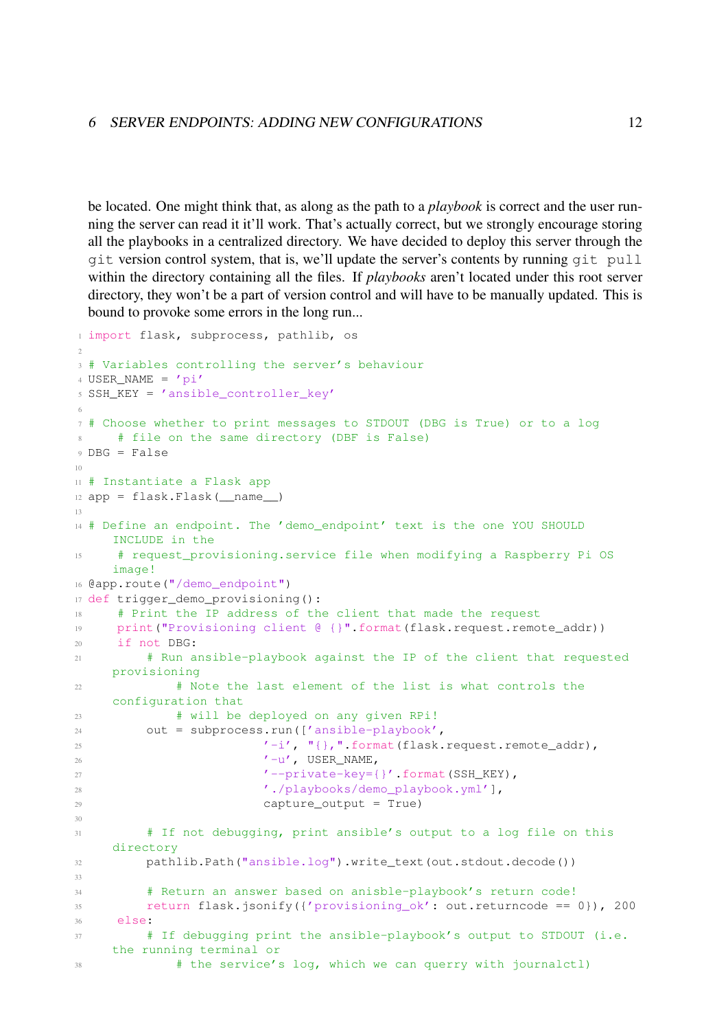be located. One might think that, as along as the path to a *playbook* is correct and the user running the server can read it it'll work. That's actually correct, but we strongly encourage storing all the playbooks in a centralized directory. We have decided to deploy this server through the `git` version control system, that is, we'll update the server's contents by running `git pull` within the directory containing all the files. If *playbooks* aren't located under this root server directory, they won't be a part of version control and will have to be manually updated. This is bound to provoke some errors in the long run...

```python
import flask, subprocess, pathlib, os

# Variables controlling the server's behaviour
USER_NAME = 'pi'
SSH_KEY = 'ansible_controller_key'

# Choose whether to print messages to STDOUT (DBG is True) or to a log
    # file on the same directory (DBF is False)
DBG = False

# Instantiate a Flask app
app = flask.Flask(__name__)

# Define an endpoint. The 'demo_endpoint' text is the one YOU SHOULD INCLUDE in the
    # request_provisioning.service file when modifying a Raspberry Pi OS image!
@app.route("/demo_endpoint")
def trigger_demo_provisioning():
    # Print the IP address of the client that made the request
    print("Provisioning client @ {}".format(flask.request.remote_addr))
    if not DBG:
        # Run ansible-playbook against the IP of the client that requested provisioning
            # Note the last element of the list is what controls the configuration that
            # will be deployed on any given RPi!
        out = subprocess.run(['ansible-playbook',
                        '-i', "{},".format(flask.request.remote_addr),
                        '-u', USER_NAME,
                        '--private-key={}'.format(SSH_KEY),
                        './playbooks/demo_playbook.yml'],
                        capture_output = True)

        # If not debugging, print ansible's output to a log file on this directory
        pathlib.Path("ansible.log").write_text(out.stdout.decode())

        # Return an answer based on anisble-playbook's return code!
        return flask.jsonify({'provisioning_ok': out.returncode == 0}), 200
    else:
        # If debugging print the ansible-playbook's output to STDOUT (i.e. the running terminal or
            # the service's log, which we can querry with journalctl)
```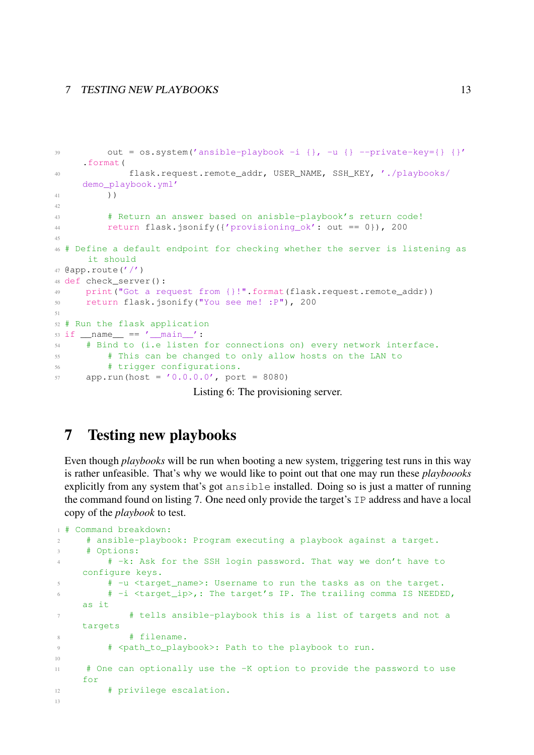```
        out = os.system('ansible-playbook -i {}, -u {} --private-key={} {}'
    .format(
            flask.request.remote_addr, USER_NAME, SSH_KEY, './playbooks/
    demo_playbook.yml'
        ))

        # Return an answer based on anisble-playbook's return code!
        return flask.jsonify({'provisioning_ok': out == 0}), 200

# Define a default endpoint for checking whether the server is listening as
     it should
@app.route('/')
def check_server():
    print("Got a request from {}!".format(flask.request.remote_addr))
    return flask.jsonify("You see me! :P"), 200

# Run the flask application
if __name__ == '__main__':
    # Bind to (i.e listen for connections on) every network interface.
        # This can be changed to only allow hosts on the LAN to
        # trigger configurations.
    app.run(host = '0.0.0.0', port = 8080)
```

Listing 6: The provisioning server.

## 7 Testing new playbooks

Even though *playbooks* will be run when booting a new system, triggering test runs in this way is rather unfeasible. That's why we would like to point out that one may run these *playboooks* explicitly from any system that's got `ansible` installed. Doing so is just a matter of running the command found on listing 7. One need only provide the target's `IP` address and have a local copy of the *playbook* to test.

```
# Command breakdown:
    # ansible-playbook: Program executing a playbook against a target.
    # Options:
        # -k: Ask for the SSH login password. That way we don't have to
    configure keys.
        # -u <target_name>: Username to run the tasks as on the target.
        # -i <target_ip>,: The target's IP. The trailing comma IS NEEDED,
    as it
            # tells ansible-playbook this is a list of targets and not a
    targets
            # filename.
        # <path_to_playbook>: Path to the playbook to run.

    # One can optionally use the -K option to provide the password to use
    for
        # privilege escalation.

```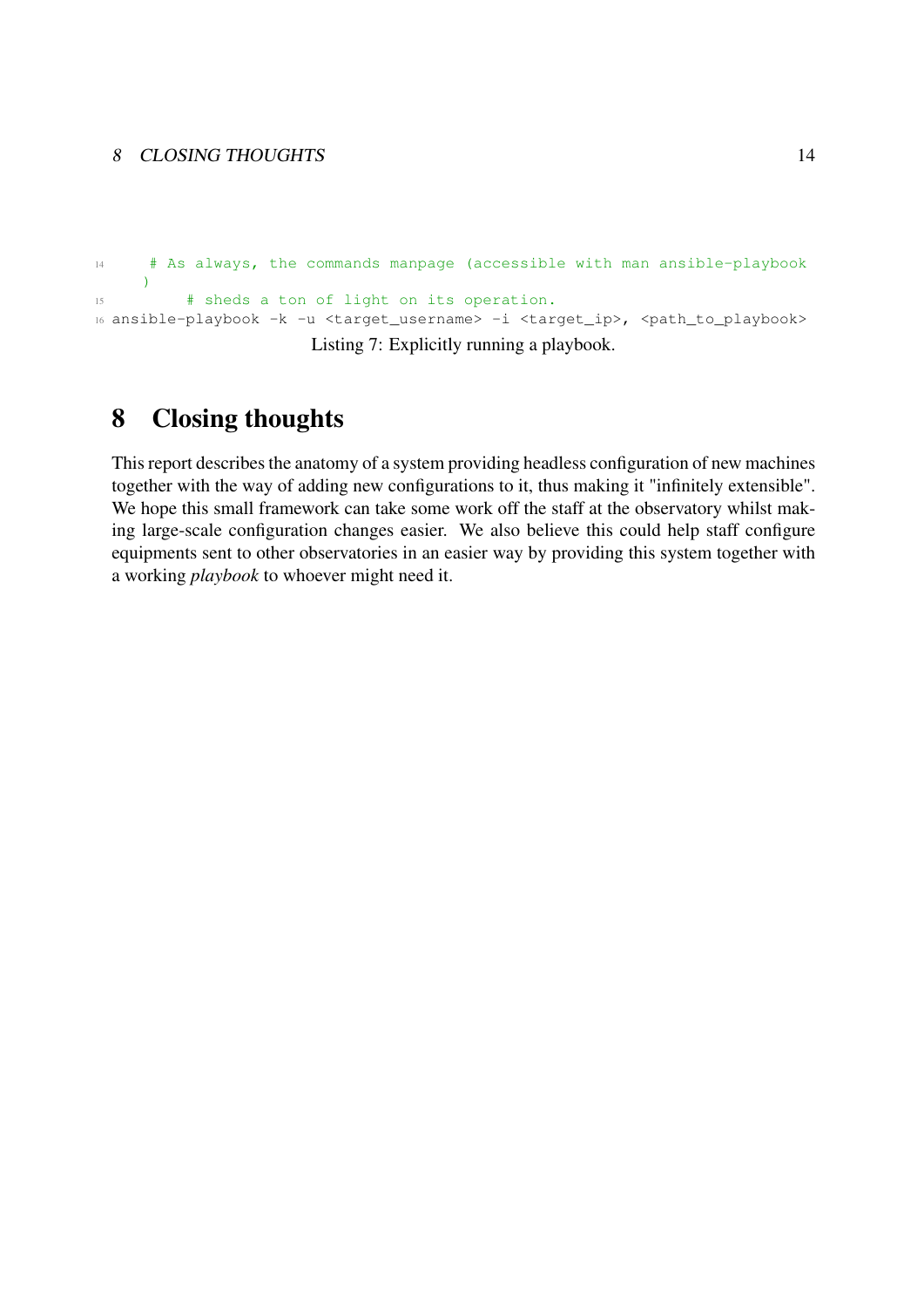```
    # As always, the commands manpage (accessible with man ansible-playbook
    )
        # sheds a ton of light on its operation.
ansible-playbook -k -u <target_username> -i <target_ip>, <path_to_playbook>
```

Listing 7: Explicitly running a playbook.

# 8 Closing thoughts

This report describes the anatomy of a system providing headless configuration of new machines together with the way of adding new configurations to it, thus making it "infinitely extensible". We hope this small framework can take some work off the staff at the observatory whilst making large-scale configuration changes easier. We also believe this could help staff configure equipments sent to other observatories in an easier way by providing this system together with a working *playbook* to whoever might need it.